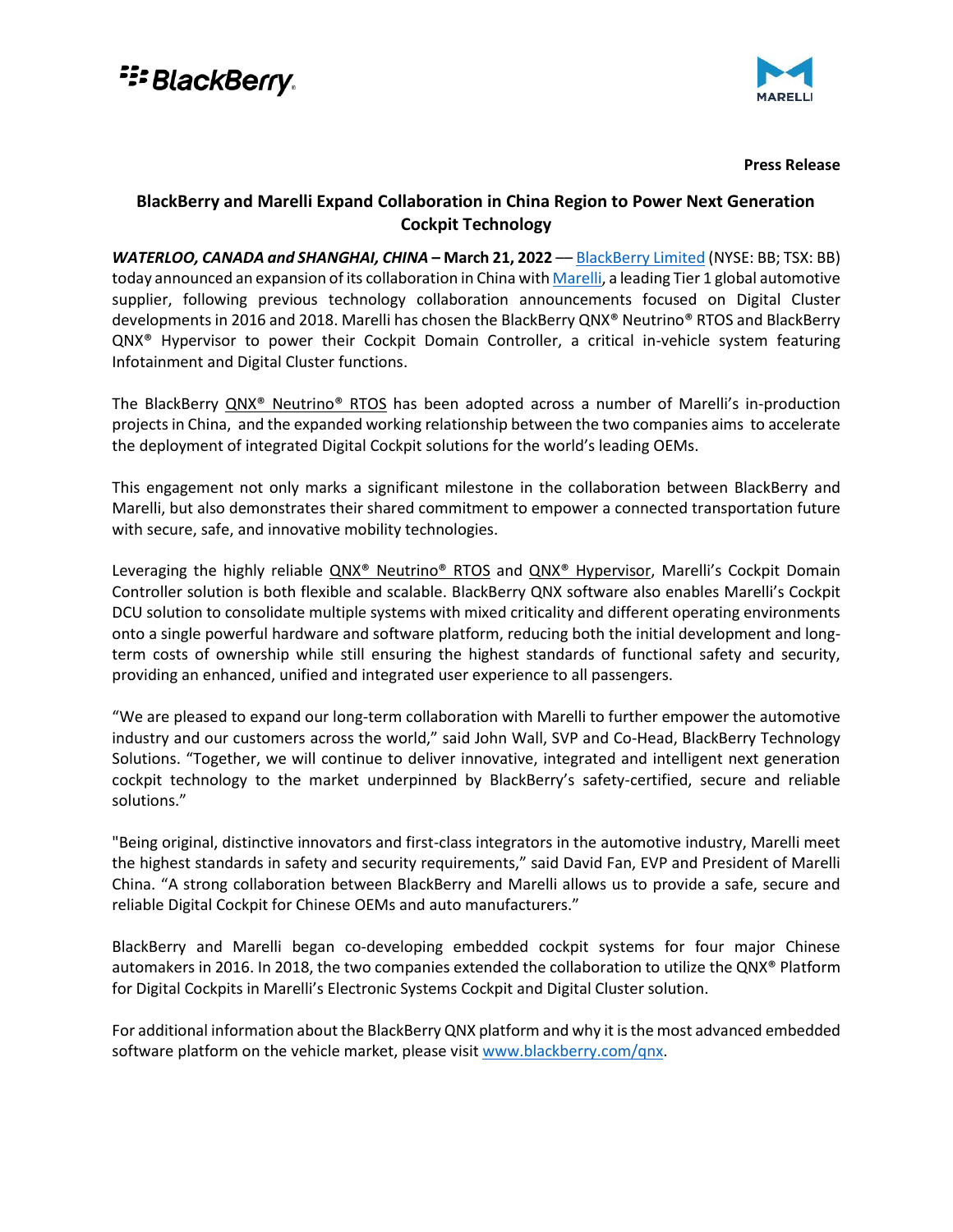**Press Release**

# BlackBerry and Marelli Expand Collaboration in China Region to Power Next Generation Cockpit Technology

***WATERLOO, CANADA and SHANGHAI, CHINA* – March 21, 2022** — BlackBerry Limited (NYSE: BB; TSX: BB) today announced an expansion of its collaboration in China with Marelli, a leading Tier 1 global automotive supplier, following previous technology collaboration announcements focused on Digital Cluster developments in 2016 and 2018. Marelli has chosen the BlackBerry QNX® Neutrino® RTOS and BlackBerry QNX® Hypervisor to power their Cockpit Domain Controller, a critical in-vehicle system featuring Infotainment and Digital Cluster functions.

The BlackBerry QNX® Neutrino® RTOS has been adopted across a number of Marelli's in-production projects in China, and the expanded working relationship between the two companies aims to accelerate the deployment of integrated Digital Cockpit solutions for the world's leading OEMs.

This engagement not only marks a significant milestone in the collaboration between BlackBerry and Marelli, but also demonstrates their shared commitment to empower a connected transportation future with secure, safe, and innovative mobility technologies.

Leveraging the highly reliable QNX® Neutrino® RTOS and QNX® Hypervisor, Marelli's Cockpit Domain Controller solution is both flexible and scalable. BlackBerry QNX software also enables Marelli's Cockpit DCU solution to consolidate multiple systems with mixed criticality and different operating environments onto a single powerful hardware and software platform, reducing both the initial development and long-term costs of ownership while still ensuring the highest standards of functional safety and security, providing an enhanced, unified and integrated user experience to all passengers.

"We are pleased to expand our long-term collaboration with Marelli to further empower the automotive industry and our customers across the world," said John Wall, SVP and Co-Head, BlackBerry Technology Solutions. "Together, we will continue to deliver innovative, integrated and intelligent next generation cockpit technology to the market underpinned by BlackBerry's safety-certified, secure and reliable solutions."

"Being original, distinctive innovators and first-class integrators in the automotive industry, Marelli meet the highest standards in safety and security requirements," said David Fan, EVP and President of Marelli China. "A strong collaboration between BlackBerry and Marelli allows us to provide a safe, secure and reliable Digital Cockpit for Chinese OEMs and auto manufacturers."

BlackBerry and Marelli began co-developing embedded cockpit systems for four major Chinese automakers in 2016. In 2018, the two companies extended the collaboration to utilize the QNX® Platform for Digital Cockpits in Marelli's Electronic Systems Cockpit and Digital Cluster solution.

For additional information about the BlackBerry QNX platform and why it is the most advanced embedded software platform on the vehicle market, please visit www.blackberry.com/qnx.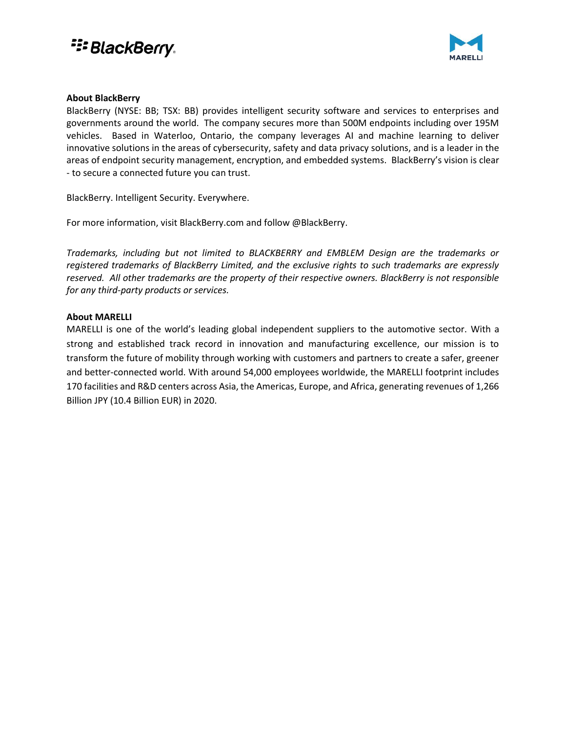**About BlackBerry**

BlackBerry (NYSE: BB; TSX: BB) provides intelligent security software and services to enterprises and governments around the world. The company secures more than 500M endpoints including over 195M vehicles. Based in Waterloo, Ontario, the company leverages AI and machine learning to deliver innovative solutions in the areas of cybersecurity, safety and data privacy solutions, and is a leader in the areas of endpoint security management, encryption, and embedded systems. BlackBerry's vision is clear - to secure a connected future you can trust.

BlackBerry. Intelligent Security. Everywhere.

For more information, visit BlackBerry.com and follow @BlackBerry.

*Trademarks, including but not limited to BLACKBERRY and EMBLEM Design are the trademarks or registered trademarks of BlackBerry Limited, and the exclusive rights to such trademarks are expressly reserved. All other trademarks are the property of their respective owners. BlackBerry is not responsible for any third-party products or services.*

**About MARELLI**

MARELLI is one of the world's leading global independent suppliers to the automotive sector. With a strong and established track record in innovation and manufacturing excellence, our mission is to transform the future of mobility through working with customers and partners to create a safer, greener and better-connected world. With around 54,000 employees worldwide, the MARELLI footprint includes 170 facilities and R&D centers across Asia, the Americas, Europe, and Africa, generating revenues of 1,266 Billion JPY (10.4 Billion EUR) in 2020.